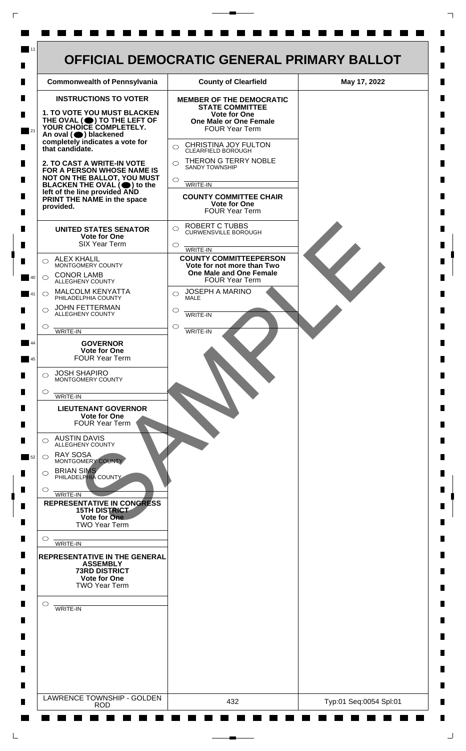# OFFICIAL DEMOCRATIC GENERAL PRIMARY BALLOT

| Commonwealth of Pennsylvania | County of Clearfield | May 17, 2022 |
| --- | --- | --- |

## INSTRUCTIONS TO VOTER

**1. TO VOTE YOU MUST BLACKEN THE OVAL (⬤) TO THE LEFT OF YOUR CHOICE COMPLETELY. An oval (⬤) blackened completely indicates a vote for that candidate.**

**2. TO CAST A WRITE-IN VOTE FOR A PERSON WHOSE NAME IS NOT ON THE BALLOT, YOU MUST BLACKEN THE OVAL (⬤) to the left of the line provided AND PRINT THE NAME in the space provided.**

### UNITED STATES SENATOR
**Vote for One**
SIX Year Term

- ○ ALEX KHALIL — MONTGOMERY COUNTY
- ○ CONOR LAMB — ALLEGHENY COUNTY
- ○ MALCOLM KENYATTA — PHILADELPHIA COUNTY
- ○ JOHN FETTERMAN — ALLEGHENY COUNTY
- ○ ______ WRITE-IN

### GOVERNOR
**Vote for One**
FOUR Year Term

- ○ JOSH SHAPIRO — MONTGOMERY COUNTY
- ○ ______ WRITE-IN

### LIEUTENANT GOVERNOR
**Vote for One**
FOUR Year Term

- ○ AUSTIN DAVIS — ALLEGHENY COUNTY
- ○ RAY SOSA — MONTGOMERY COUNTY
- ○ BRIAN SIMS — PHILADELPHIA COUNTY
- ○ ______ WRITE-IN

### REPRESENTATIVE IN CONGRESS
**15TH DISTRICT**
**Vote for One**
TWO Year Term

- ○ ______ WRITE-IN

### REPRESENTATIVE IN THE GENERAL ASSEMBLY
**73RD DISTRICT**
**Vote for One**
TWO Year Term

- ○ ______ WRITE-IN

### MEMBER OF THE DEMOCRATIC STATE COMMITTEE
**Vote for One**
**One Male or One Female**
FOUR Year Term

- ○ CHRISTINA JOY FULTON — CLEARFIELD BOROUGH
- ○ THERON G TERRY NOBLE — SANDY TOWNSHIP
- ○ ______ WRITE-IN

### COUNTY COMMITTEE CHAIR
**Vote for One**
FOUR Year Term

- ○ ROBERT C TUBBS — CURWENSVILLE BOROUGH
- ○ ______ WRITE-IN

### COUNTY COMMITTEEPERSON
**Vote for not more than Two**
**One Male and One Female**
FOUR Year Term

- ○ JOSEPH A MARINO — MALE
- ○ ______ WRITE-IN
- ○ ______ WRITE-IN

SAMPLE

| LAWRENCE TOWNSHIP - GOLDEN ROD | 432 | Typ:01 Seq:0054 Spl:01 |
| --- | --- | --- |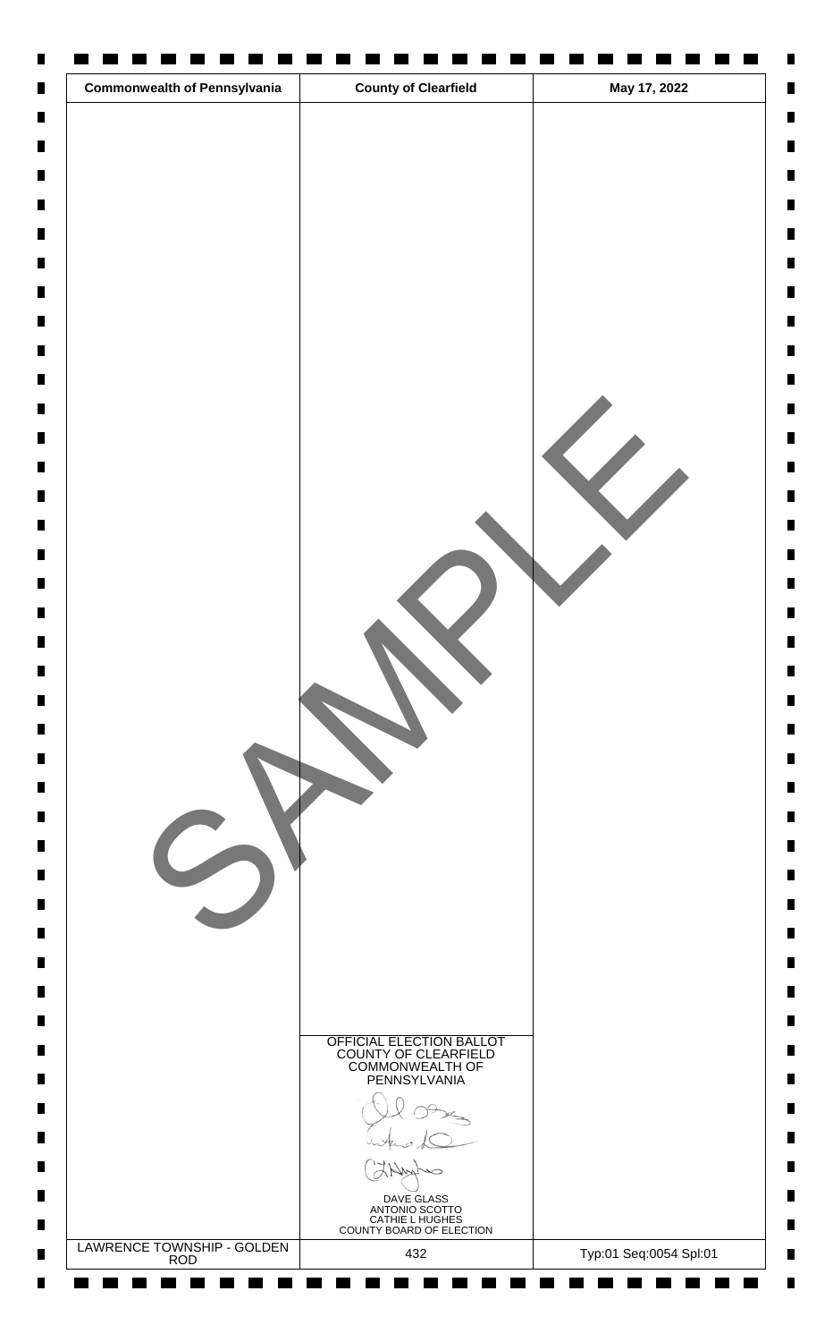| Commonwealth of Pennsylvania | County of Clearfield | May 17, 2022 |
| --- | --- | --- |
| | OFFICIAL ELECTION BALLOT COUNTY OF CLEARFIELD COMMONWEALTH OF PENNSYLVANIA DAVE GLASS ANTONIO SCOTTO CATHIE L HUGHES COUNTY BOARD OF ELECTION | |
| LAWRENCE TOWNSHIP - GOLDEN ROD | 432 | Typ:01 Seq:0054 Spl:01 |

SAMPLE